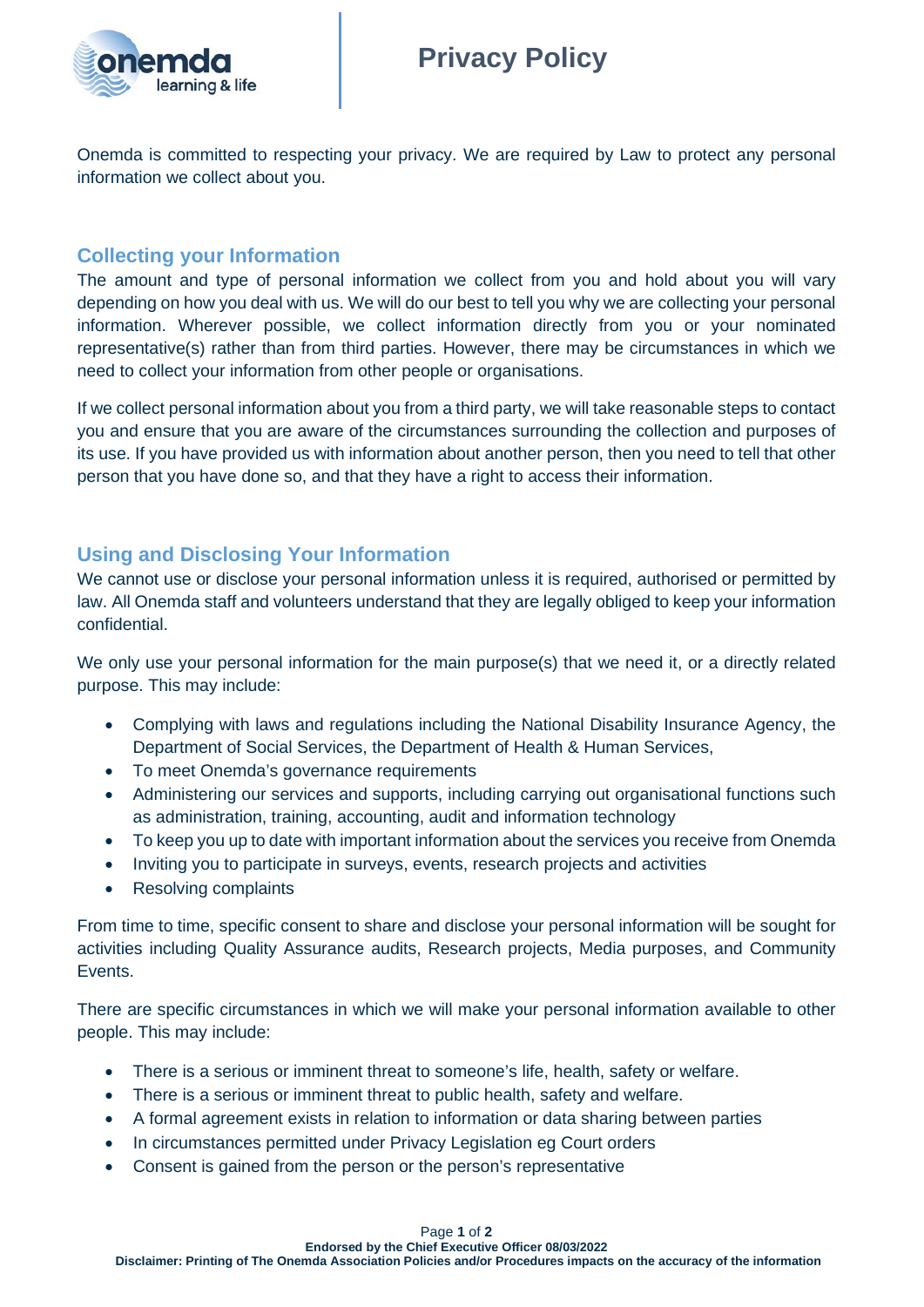# Privacy Policy

Onemda is committed to respecting your privacy. We are required by Law to protect any personal information we collect about you.

## Collecting your Information

The amount and type of personal information we collect from you and hold about you will vary depending on how you deal with us. We will do our best to tell you why we are collecting your personal information. Wherever possible, we collect information directly from you or your nominated representative(s) rather than from third parties. However, there may be circumstances in which we need to collect your information from other people or organisations.

If we collect personal information about you from a third party, we will take reasonable steps to contact you and ensure that you are aware of the circumstances surrounding the collection and purposes of its use. If you have provided us with information about another person, then you need to tell that other person that you have done so, and that they have a right to access their information.

## Using and Disclosing Your Information

We cannot use or disclose your personal information unless it is required, authorised or permitted by law. All Onemda staff and volunteers understand that they are legally obliged to keep your information confidential.

We only use your personal information for the main purpose(s) that we need it, or a directly related purpose. This may include:

- Complying with laws and regulations including the National Disability Insurance Agency, the Department of Social Services, the Department of Health & Human Services,
- To meet Onemda's governance requirements
- Administering our services and supports, including carrying out organisational functions such as administration, training, accounting, audit and information technology
- To keep you up to date with important information about the services you receive from Onemda
- Inviting you to participate in surveys, events, research projects and activities
- Resolving complaints

From time to time, specific consent to share and disclose your personal information will be sought for activities including Quality Assurance audits, Research projects, Media purposes, and Community Events.

There are specific circumstances in which we will make your personal information available to other people. This may include:

- There is a serious or imminent threat to someone's life, health, safety or welfare.
- There is a serious or imminent threat to public health, safety and welfare.
- A formal agreement exists in relation to information or data sharing between parties
- In circumstances permitted under Privacy Legislation eg Court orders
- Consent is gained from the person or the person's representative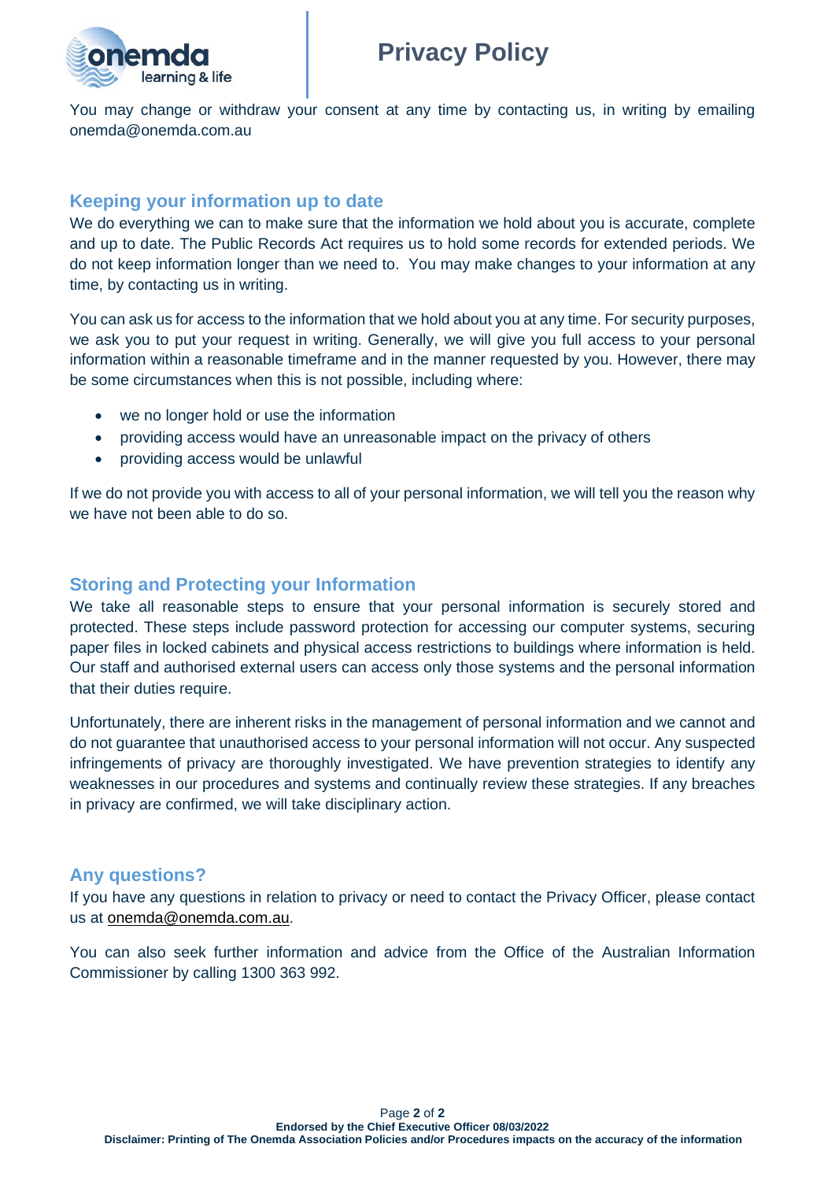You may change or withdraw your consent at any time by contacting us, in writing by emailing onemda@onemda.com.au

## Keeping your information up to date

We do everything we can to make sure that the information we hold about you is accurate, complete and up to date. The Public Records Act requires us to hold some records for extended periods. We do not keep information longer than we need to. You may make changes to your information at any time, by contacting us in writing.

You can ask us for access to the information that we hold about you at any time. For security purposes, we ask you to put your request in writing. Generally, we will give you full access to your personal information within a reasonable timeframe and in the manner requested by you. However, there may be some circumstances when this is not possible, including where:

- we no longer hold or use the information
- providing access would have an unreasonable impact on the privacy of others
- providing access would be unlawful

If we do not provide you with access to all of your personal information, we will tell you the reason why we have not been able to do so.

## Storing and Protecting your Information

We take all reasonable steps to ensure that your personal information is securely stored and protected. These steps include password protection for accessing our computer systems, securing paper files in locked cabinets and physical access restrictions to buildings where information is held. Our staff and authorised external users can access only those systems and the personal information that their duties require.

Unfortunately, there are inherent risks in the management of personal information and we cannot and do not guarantee that unauthorised access to your personal information will not occur. Any suspected infringements of privacy are thoroughly investigated. We have prevention strategies to identify any weaknesses in our procedures and systems and continually review these strategies. If any breaches in privacy are confirmed, we will take disciplinary action.

## Any questions?

If you have any questions in relation to privacy or need to contact the Privacy Officer, please contact us at onemda@onemda.com.au.

You can also seek further information and advice from the Office of the Australian Information Commissioner by calling 1300 363 992.

**Endorsed by the Chief Executive Officer 08/03/2022**

**Disclaimer: Printing of The Onemda Association Policies and/or Procedures impacts on the accuracy of the information**